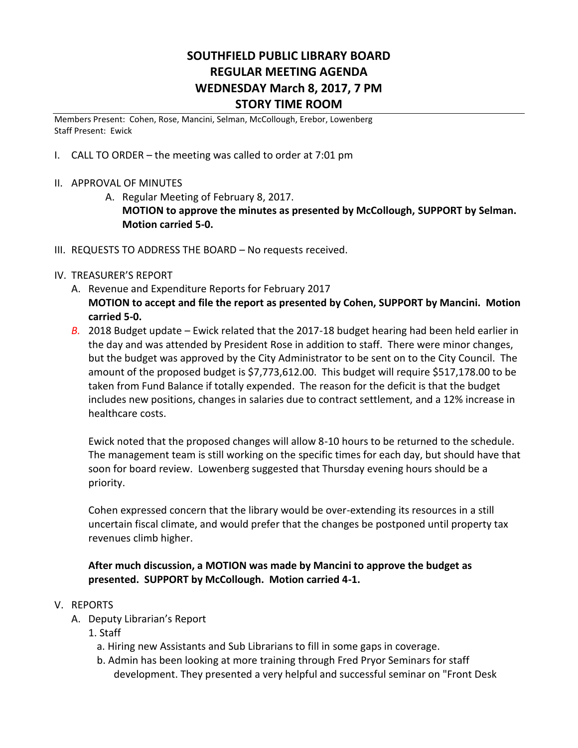# SOUTHFIELD PUBLIC LIBRARY BOARD
# REGULAR MEETING AGENDA
# WEDNESDAY March 8, 2017, 7 PM
# STORY TIME ROOM

Members Present: Cohen, Rose, Mancini, Selman, McCollough, Erebor, Lowenberg
Staff Present: Ewick

I. CALL TO ORDER – the meeting was called to order at 7:01 pm

II. APPROVAL OF MINUTES

A. Regular Meeting of February 8, 2017.
**MOTION to approve the minutes as presented by McCollough, SUPPORT by Selman. Motion carried 5-0.**

III. REQUESTS TO ADDRESS THE BOARD – No requests received.

IV. TREASURER'S REPORT

A. Revenue and Expenditure Reports for February 2017
**MOTION to accept and file the report as presented by Cohen, SUPPORT by Mancini. Motion carried 5-0.**

*B.* 2018 Budget update – Ewick related that the 2017-18 budget hearing had been held earlier in the day and was attended by President Rose in addition to staff. There were minor changes, but the budget was approved by the City Administrator to be sent on to the City Council. The amount of the proposed budget is $7,773,612.00. This budget will require $517,178.00 to be taken from Fund Balance if totally expended. The reason for the deficit is that the budget includes new positions, changes in salaries due to contract settlement, and a 12% increase in healthcare costs.

Ewick noted that the proposed changes will allow 8-10 hours to be returned to the schedule. The management team is still working on the specific times for each day, but should have that soon for board review. Lowenberg suggested that Thursday evening hours should be a priority.

Cohen expressed concern that the library would be over-extending its resources in a still uncertain fiscal climate, and would prefer that the changes be postponed until property tax revenues climb higher.

**After much discussion, a MOTION was made by Mancini to approve the budget as presented. SUPPORT by McCollough. Motion carried 4-1.**

V. REPORTS

A. Deputy Librarian's Report

1. Staff

a. Hiring new Assistants and Sub Librarians to fill in some gaps in coverage.

b. Admin has been looking at more training through Fred Pryor Seminars for staff development. They presented a very helpful and successful seminar on "Front Desk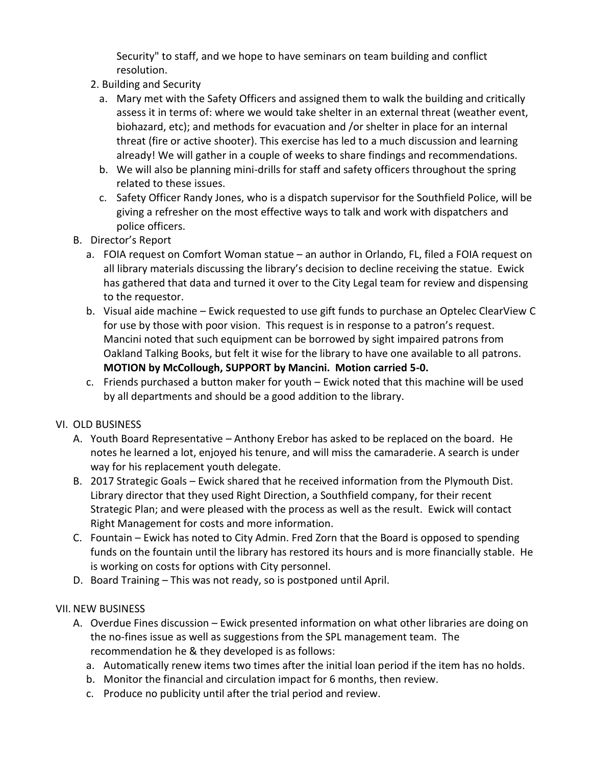Security" to staff, and we hope to have seminars on team building and conflict resolution.

2. Building and Security
   a. Mary met with the Safety Officers and assigned them to walk the building and critically assess it in terms of: where we would take shelter in an external threat (weather event, biohazard, etc); and methods for evacuation and /or shelter in place for an internal threat (fire or active shooter). This exercise has led to a much discussion and learning already! We will gather in a couple of weeks to share findings and recommendations.
   b. We will also be planning mini-drills for staff and safety officers throughout the spring related to these issues.
   c. Safety Officer Randy Jones, who is a dispatch supervisor for the Southfield Police, will be giving a refresher on the most effective ways to talk and work with dispatchers and police officers.

B. Director's Report
   a. FOIA request on Comfort Woman statue – an author in Orlando, FL, filed a FOIA request on all library materials discussing the library's decision to decline receiving the statue. Ewick has gathered that data and turned it over to the City Legal team for review and dispensing to the requestor.
   b. Visual aide machine – Ewick requested to use gift funds to purchase an Optelec ClearView C for use by those with poor vision. This request is in response to a patron's request. Mancini noted that such equipment can be borrowed by sight impaired patrons from Oakland Talking Books, but felt it wise for the library to have one available to all patrons. **MOTION by McCollough, SUPPORT by Mancini. Motion carried 5-0.**
   c. Friends purchased a button maker for youth – Ewick noted that this machine will be used by all departments and should be a good addition to the library.

VI. OLD BUSINESS

A. Youth Board Representative – Anthony Erebor has asked to be replaced on the board. He notes he learned a lot, enjoyed his tenure, and will miss the camaraderie. A search is under way for his replacement youth delegate.

B. 2017 Strategic Goals – Ewick shared that he received information from the Plymouth Dist. Library director that they used Right Direction, a Southfield company, for their recent Strategic Plan; and were pleased with the process as well as the result. Ewick will contact Right Management for costs and more information.

C. Fountain – Ewick has noted to City Admin. Fred Zorn that the Board is opposed to spending funds on the fountain until the library has restored its hours and is more financially stable. He is working on costs for options with City personnel.

D. Board Training – This was not ready, so is postponed until April.

VII. NEW BUSINESS

A. Overdue Fines discussion – Ewick presented information on what other libraries are doing on the no-fines issue as well as suggestions from the SPL management team. The recommendation he & they developed is as follows:
   a. Automatically renew items two times after the initial loan period if the item has no holds.
   b. Monitor the financial and circulation impact for 6 months, then review.
   c. Produce no publicity until after the trial period and review.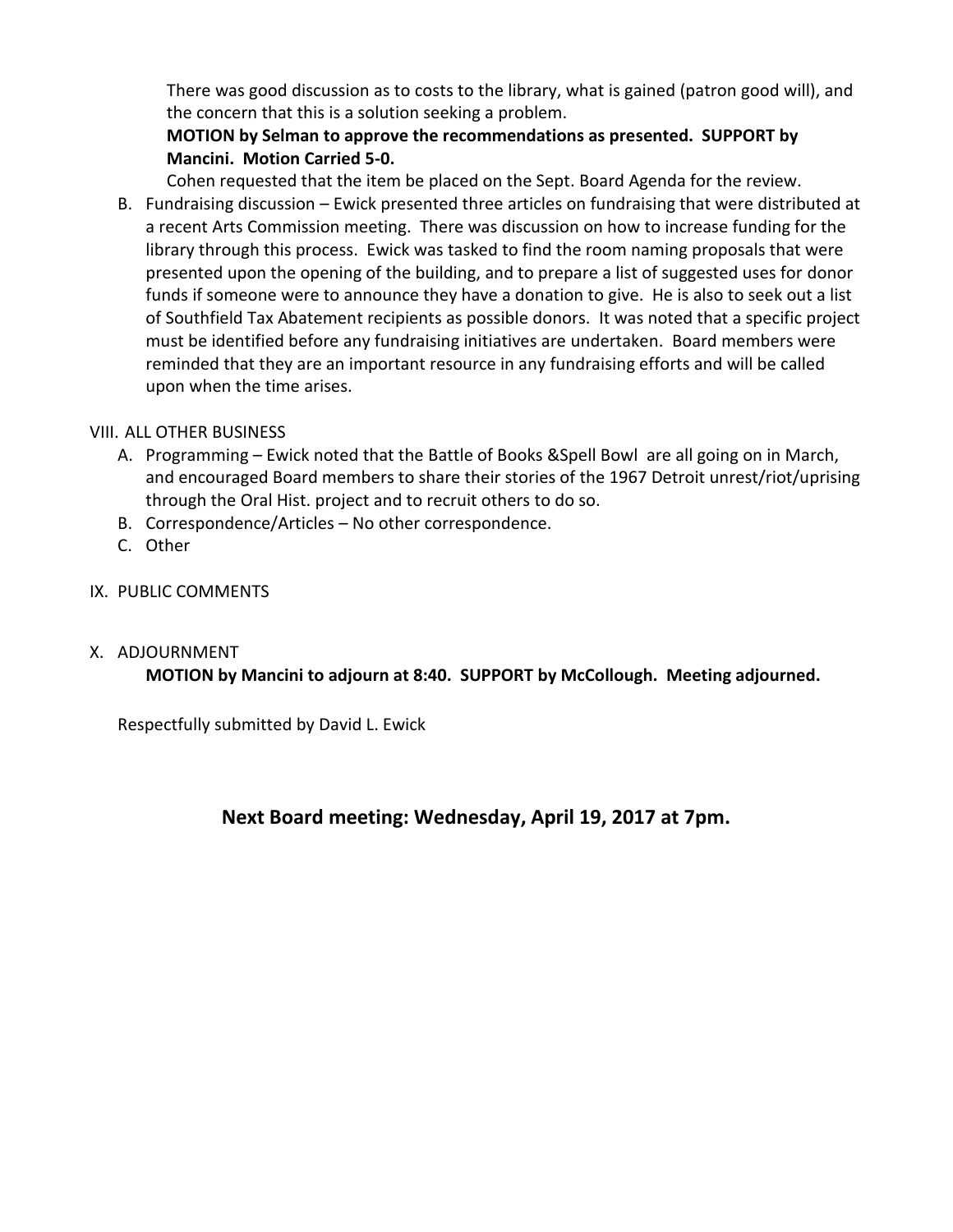There was good discussion as to costs to the library, what is gained (patron good will), and the concern that this is a solution seeking a problem.

**MOTION by Selman to approve the recommendations as presented. SUPPORT by Mancini. Motion Carried 5-0.**

Cohen requested that the item be placed on the Sept. Board Agenda for the review.

B. Fundraising discussion – Ewick presented three articles on fundraising that were distributed at a recent Arts Commission meeting. There was discussion on how to increase funding for the library through this process. Ewick was tasked to find the room naming proposals that were presented upon the opening of the building, and to prepare a list of suggested uses for donor funds if someone were to announce they have a donation to give. He is also to seek out a list of Southfield Tax Abatement recipients as possible donors. It was noted that a specific project must be identified before any fundraising initiatives are undertaken. Board members were reminded that they are an important resource in any fundraising efforts and will be called upon when the time arises.

VIII. ALL OTHER BUSINESS

A. Programming – Ewick noted that the Battle of Books &Spell Bowl are all going on in March, and encouraged Board members to share their stories of the 1967 Detroit unrest/riot/uprising through the Oral Hist. project and to recruit others to do so.

B. Correspondence/Articles – No other correspondence.

C. Other

IX. PUBLIC COMMENTS

X. ADJOURNMENT

**MOTION by Mancini to adjourn at 8:40. SUPPORT by McCollough. Meeting adjourned.**

Respectfully submitted by David L. Ewick

## Next Board meeting: Wednesday, April 19, 2017 at 7pm.